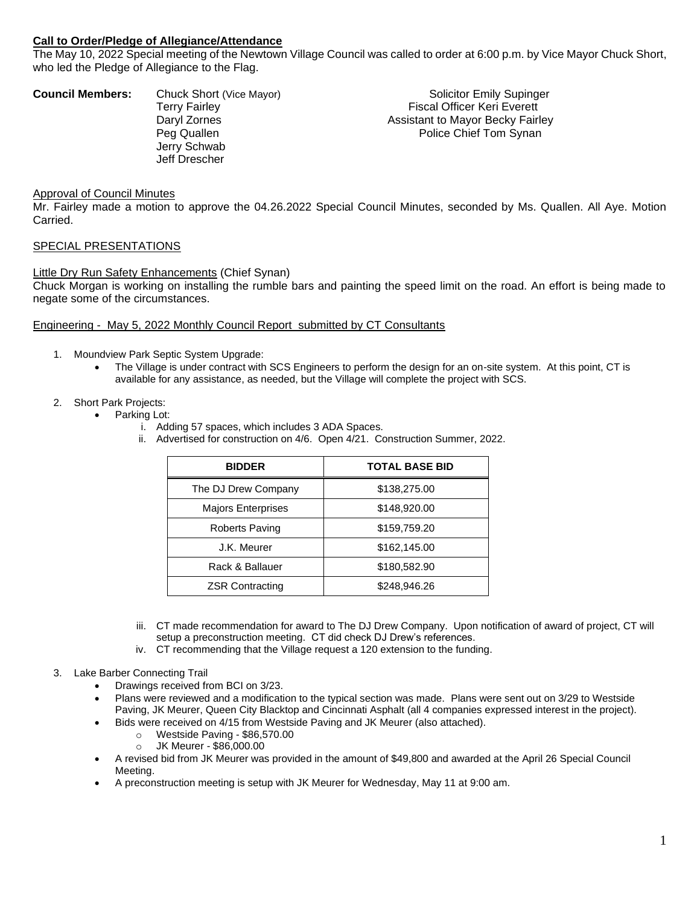**Call to Order/Pledge of Allegiance/Attendance**

The May 10, 2022 Special meeting of the Newtown Village Council was called to order at 6:00 p.m. by Vice Mayor Chuck Short, who led the Pledge of Allegiance to the Flag.

**Council Members:**
Chuck Short (Vice Mayor)
Terry Fairley
Daryl Zornes
Peg Quallen
Jerry Schwab
Jeff Drescher

Solicitor Emily Supinger
Fiscal Officer Keri Everett
Assistant to Mayor Becky Fairley
Police Chief Tom Synan

Approval of Council Minutes

Mr. Fairley made a motion to approve the 04.26.2022 Special Council Minutes, seconded by Ms. Quallen. All Aye. Motion Carried.

SPECIAL PRESENTATIONS

Little Dry Run Safety Enhancements (Chief Synan)

Chuck Morgan is working on installing the rumble bars and painting the speed limit on the road. An effort is being made to negate some of the circumstances.

Engineering - May 5, 2022 Monthly Council Report submitted by CT Consultants

1. Moundview Park Septic System Upgrade:
   - The Village is under contract with SCS Engineers to perform the design for an on-site system. At this point, CT is available for any assistance, as needed, but the Village will complete the project with SCS.

2. Short Park Projects:
   - Parking Lot:
     i. Adding 57 spaces, which includes 3 ADA Spaces.
     ii. Advertised for construction on 4/6. Open 4/21. Construction Summer, 2022.

| BIDDER | TOTAL BASE BID |
|---|---|
| The DJ Drew Company | $138,275.00 |
| Majors Enterprises | $148,920.00 |
| Roberts Paving | $159,759.20 |
| J.K. Meurer | $162,145.00 |
| Rack & Ballauer | $180,582.90 |
| ZSR Contracting | $248,946.26 |

     iii. CT made recommendation for award to The DJ Drew Company. Upon notification of award of project, CT will setup a preconstruction meeting. CT did check DJ Drew's references.
     iv. CT recommending that the Village request a 120 extension to the funding.

3. Lake Barber Connecting Trail
   - Drawings received from BCI on 3/23.
   - Plans were reviewed and a modification to the typical section was made. Plans were sent out on 3/29 to Westside Paving, JK Meurer, Queen City Blacktop and Cincinnati Asphalt (all 4 companies expressed interest in the project).
   - Bids were received on 4/15 from Westside Paving and JK Meurer (also attached).
     - Westside Paving - $86,570.00
     - JK Meurer - $86,000.00
   - A revised bid from JK Meurer was provided in the amount of $49,800 and awarded at the April 26 Special Council Meeting.
   - A preconstruction meeting is setup with JK Meurer for Wednesday, May 11 at 9:00 am.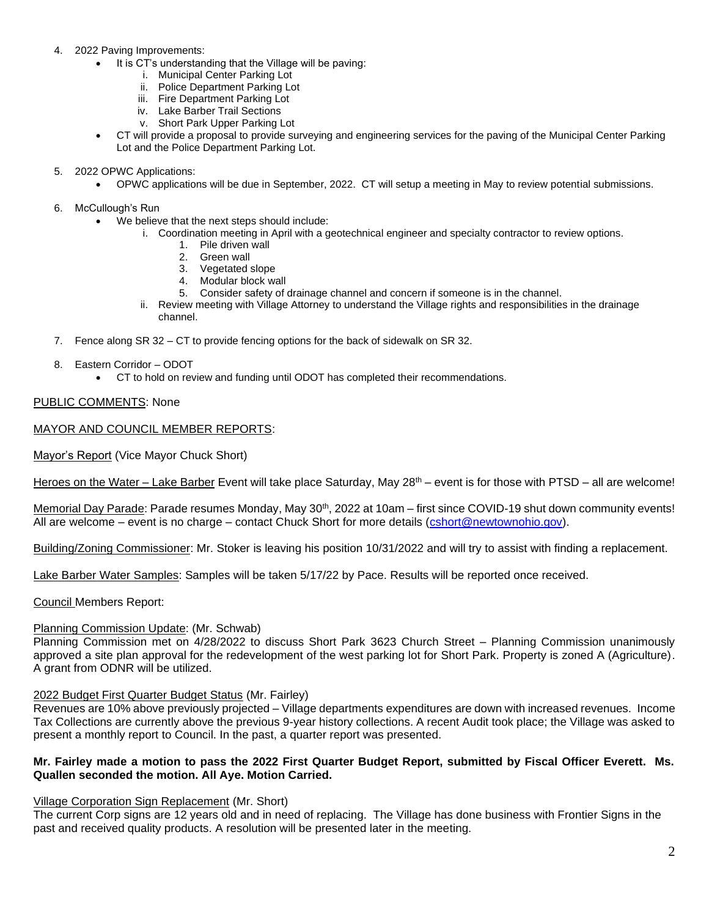4. 2022 Paving Improvements:
   - It is CT's understanding that the Village will be paving:
     i. Municipal Center Parking Lot
     ii. Police Department Parking Lot
     iii. Fire Department Parking Lot
     iv. Lake Barber Trail Sections
     v. Short Park Upper Parking Lot
   - CT will provide a proposal to provide surveying and engineering services for the paving of the Municipal Center Parking Lot and the Police Department Parking Lot.

5. 2022 OPWC Applications:
   - OPWC applications will be due in September, 2022. CT will setup a meeting in May to review potential submissions.

6. McCullough's Run
   - We believe that the next steps should include:
     i. Coordination meeting in April with a geotechnical engineer and specialty contractor to review options.
        1. Pile driven wall
        2. Green wall
        3. Vegetated slope
        4. Modular block wall
        5. Consider safety of drainage channel and concern if someone is in the channel.
     ii. Review meeting with Village Attorney to understand the Village rights and responsibilities in the drainage channel.

7. Fence along SR 32 – CT to provide fencing options for the back of sidewalk on SR 32.

8. Eastern Corridor – ODOT
   - CT to hold on review and funding until ODOT has completed their recommendations.

PUBLIC COMMENTS: None

MAYOR AND COUNCIL MEMBER REPORTS:

Mayor's Report (Vice Mayor Chuck Short)

Heroes on the Water – Lake Barber Event will take place Saturday, May 28th – event is for those with PTSD – all are welcome!

Memorial Day Parade: Parade resumes Monday, May 30th, 2022 at 10am – first since COVID-19 shut down community events! All are welcome – event is no charge – contact Chuck Short for more details (cshort@newtownohio.gov).

Building/Zoning Commissioner: Mr. Stoker is leaving his position 10/31/2022 and will try to assist with finding a replacement.

Lake Barber Water Samples: Samples will be taken 5/17/22 by Pace. Results will be reported once received.

Council Members Report:

Planning Commission Update: (Mr. Schwab)
Planning Commission met on 4/28/2022 to discuss Short Park 3623 Church Street – Planning Commission unanimously approved a site plan approval for the redevelopment of the west parking lot for Short Park. Property is zoned A (Agriculture). A grant from ODNR will be utilized.

2022 Budget First Quarter Budget Status (Mr. Fairley)
Revenues are 10% above previously projected – Village departments expenditures are down with increased revenues. Income Tax Collections are currently above the previous 9-year history collections. A recent Audit took place; the Village was asked to present a monthly report to Council. In the past, a quarter report was presented.

**Mr. Fairley made a motion to pass the 2022 First Quarter Budget Report, submitted by Fiscal Officer Everett. Ms. Quallen seconded the motion. All Aye. Motion Carried.**

Village Corporation Sign Replacement (Mr. Short)
The current Corp signs are 12 years old and in need of replacing. The Village has done business with Frontier Signs in the past and received quality products. A resolution will be presented later in the meeting.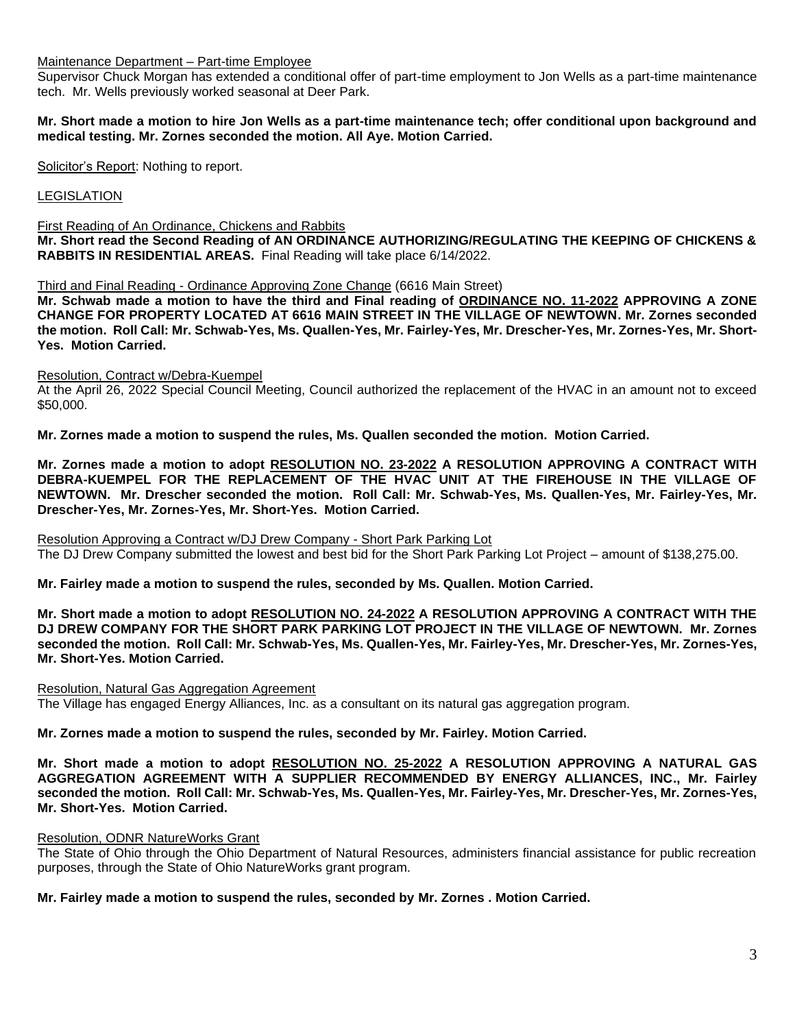Maintenance Department – Part-time Employee

Supervisor Chuck Morgan has extended a conditional offer of part-time employment to Jon Wells as a part-time maintenance tech. Mr. Wells previously worked seasonal at Deer Park.

**Mr. Short made a motion to hire Jon Wells as a part-time maintenance tech; offer conditional upon background and medical testing. Mr. Zornes seconded the motion. All Aye. Motion Carried.**

Solicitor's Report: Nothing to report.

LEGISLATION

First Reading of An Ordinance, Chickens and Rabbits

**Mr. Short read the Second Reading of AN ORDINANCE AUTHORIZING/REGULATING THE KEEPING OF CHICKENS & RABBITS IN RESIDENTIAL AREAS.** Final Reading will take place 6/14/2022.

Third and Final Reading - Ordinance Approving Zone Change (6616 Main Street)

**Mr. Schwab made a motion to have the third and Final reading of ORDINANCE NO. 11-2022 APPROVING A ZONE CHANGE FOR PROPERTY LOCATED AT 6616 MAIN STREET IN THE VILLAGE OF NEWTOWN. Mr. Zornes seconded the motion. Roll Call: Mr. Schwab-Yes, Ms. Quallen-Yes, Mr. Fairley-Yes, Mr. Drescher-Yes, Mr. Zornes-Yes, Mr. Short-Yes. Motion Carried.**

Resolution, Contract w/Debra-Kuempel

At the April 26, 2022 Special Council Meeting, Council authorized the replacement of the HVAC in an amount not to exceed $50,000.

**Mr. Zornes made a motion to suspend the rules, Ms. Quallen seconded the motion. Motion Carried.**

**Mr. Zornes made a motion to adopt RESOLUTION NO. 23-2022 A RESOLUTION APPROVING A CONTRACT WITH DEBRA-KUEMPEL FOR THE REPLACEMENT OF THE HVAC UNIT AT THE FIREHOUSE IN THE VILLAGE OF NEWTOWN. Mr. Drescher seconded the motion. Roll Call: Mr. Schwab-Yes, Ms. Quallen-Yes, Mr. Fairley-Yes, Mr. Drescher-Yes, Mr. Zornes-Yes, Mr. Short-Yes. Motion Carried.**

Resolution Approving a Contract w/DJ Drew Company - Short Park Parking Lot

The DJ Drew Company submitted the lowest and best bid for the Short Park Parking Lot Project – amount of $138,275.00.

**Mr. Fairley made a motion to suspend the rules, seconded by Ms. Quallen. Motion Carried.**

**Mr. Short made a motion to adopt RESOLUTION NO. 24-2022 A RESOLUTION APPROVING A CONTRACT WITH THE DJ DREW COMPANY FOR THE SHORT PARK PARKING LOT PROJECT IN THE VILLAGE OF NEWTOWN. Mr. Zornes seconded the motion. Roll Call: Mr. Schwab-Yes, Ms. Quallen-Yes, Mr. Fairley-Yes, Mr. Drescher-Yes, Mr. Zornes-Yes, Mr. Short-Yes. Motion Carried.**

Resolution, Natural Gas Aggregation Agreement

The Village has engaged Energy Alliances, Inc. as a consultant on its natural gas aggregation program.

**Mr. Zornes made a motion to suspend the rules, seconded by Mr. Fairley. Motion Carried.**

**Mr. Short made a motion to adopt RESOLUTION NO. 25-2022 A RESOLUTION APPROVING A NATURAL GAS AGGREGATION AGREEMENT WITH A SUPPLIER RECOMMENDED BY ENERGY ALLIANCES, INC., Mr. Fairley seconded the motion. Roll Call: Mr. Schwab-Yes, Ms. Quallen-Yes, Mr. Fairley-Yes, Mr. Drescher-Yes, Mr. Zornes-Yes, Mr. Short-Yes. Motion Carried.**

Resolution, ODNR NatureWorks Grant

The State of Ohio through the Ohio Department of Natural Resources, administers financial assistance for public recreation purposes, through the State of Ohio NatureWorks grant program.

**Mr. Fairley made a motion to suspend the rules, seconded by Mr. Zornes . Motion Carried.**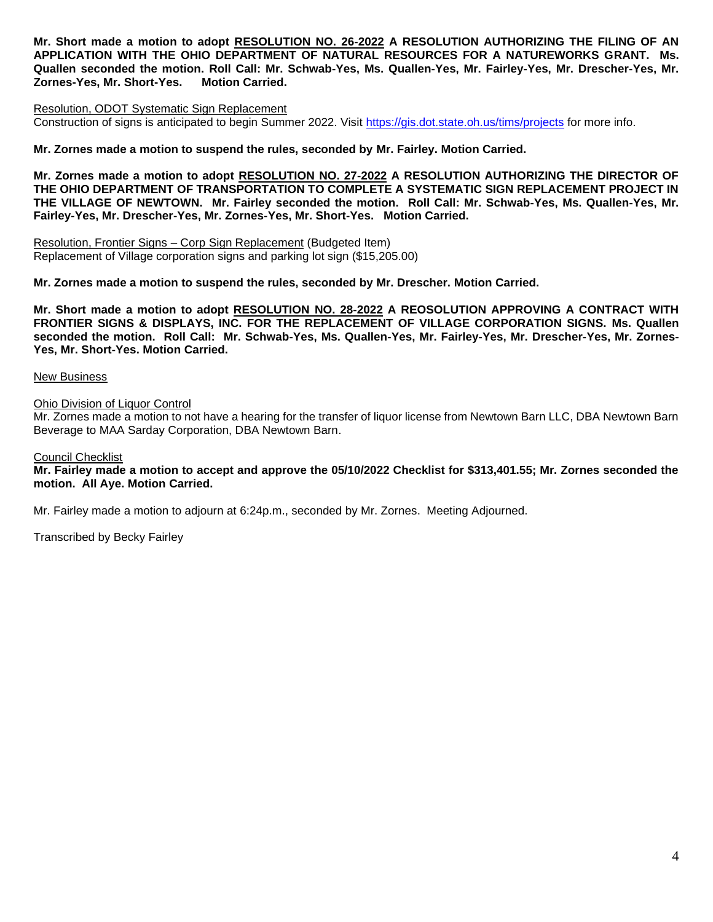**Mr. Short made a motion to adopt RESOLUTION NO. 26-2022 A RESOLUTION AUTHORIZING THE FILING OF AN APPLICATION WITH THE OHIO DEPARTMENT OF NATURAL RESOURCES FOR A NATUREWORKS GRANT. Ms. Quallen seconded the motion. Roll Call: Mr. Schwab-Yes, Ms. Quallen-Yes, Mr. Fairley-Yes, Mr. Drescher-Yes, Mr. Zornes-Yes, Mr. Short-Yes. Motion Carried.**

Resolution, ODOT Systematic Sign Replacement
Construction of signs is anticipated to begin Summer 2022. Visit https://gis.dot.state.oh.us/tims/projects for more info.

**Mr. Zornes made a motion to suspend the rules, seconded by Mr. Fairley. Motion Carried.**

**Mr. Zornes made a motion to adopt RESOLUTION NO. 27-2022 A RESOLUTION AUTHORIZING THE DIRECTOR OF THE OHIO DEPARTMENT OF TRANSPORTATION TO COMPLETE A SYSTEMATIC SIGN REPLACEMENT PROJECT IN THE VILLAGE OF NEWTOWN. Mr. Fairley seconded the motion. Roll Call: Mr. Schwab-Yes, Ms. Quallen-Yes, Mr. Fairley-Yes, Mr. Drescher-Yes, Mr. Zornes-Yes, Mr. Short-Yes. Motion Carried.**

Resolution, Frontier Signs – Corp Sign Replacement (Budgeted Item)
Replacement of Village corporation signs and parking lot sign ($15,205.00)

**Mr. Zornes made a motion to suspend the rules, seconded by Mr. Drescher. Motion Carried.**

**Mr. Short made a motion to adopt RESOLUTION NO. 28-2022 A REOSOLUTION APPROVING A CONTRACT WITH FRONTIER SIGNS & DISPLAYS, INC. FOR THE REPLACEMENT OF VILLAGE CORPORATION SIGNS. Ms. Quallen seconded the motion. Roll Call: Mr. Schwab-Yes, Ms. Quallen-Yes, Mr. Fairley-Yes, Mr. Drescher-Yes, Mr. Zornes-Yes, Mr. Short-Yes. Motion Carried.**

New Business

Ohio Division of Liquor Control
Mr. Zornes made a motion to not have a hearing for the transfer of liquor license from Newtown Barn LLC, DBA Newtown Barn Beverage to MAA Sarday Corporation, DBA Newtown Barn.

Council Checklist
**Mr. Fairley made a motion to accept and approve the 05/10/2022 Checklist for $313,401.55; Mr. Zornes seconded the motion. All Aye. Motion Carried.**

Mr. Fairley made a motion to adjourn at 6:24p.m., seconded by Mr. Zornes. Meeting Adjourned.

Transcribed by Becky Fairley